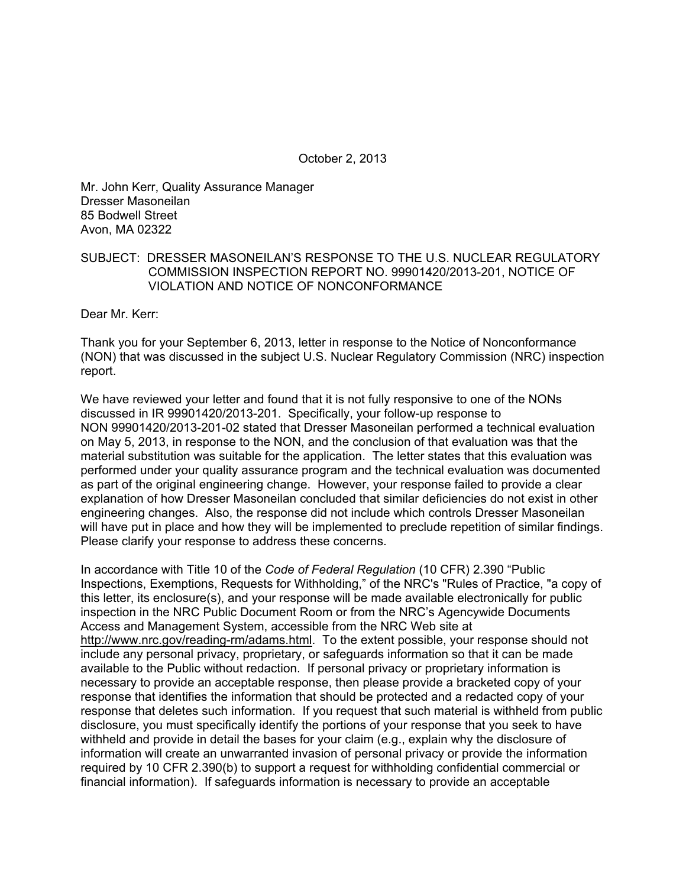October 2, 2013

Mr. John Kerr, Quality Assurance Manager
Dresser Masoneilan
85 Bodwell Street
Avon, MA 02322

SUBJECT: DRESSER MASONEILAN'S RESPONSE TO THE U.S. NUCLEAR REGULATORY COMMISSION INSPECTION REPORT NO. 99901420/2013-201, NOTICE OF VIOLATION AND NOTICE OF NONCONFORMANCE

Dear Mr. Kerr:

Thank you for your September 6, 2013, letter in response to the Notice of Nonconformance (NON) that was discussed in the subject U.S. Nuclear Regulatory Commission (NRC) inspection report.

We have reviewed your letter and found that it is not fully responsive to one of the NONs discussed in IR 99901420/2013-201. Specifically, your follow-up response to NON 99901420/2013-201-02 stated that Dresser Masoneilan performed a technical evaluation on May 5, 2013, in response to the NON, and the conclusion of that evaluation was that the material substitution was suitable for the application. The letter states that this evaluation was performed under your quality assurance program and the technical evaluation was documented as part of the original engineering change. However, your response failed to provide a clear explanation of how Dresser Masoneilan concluded that similar deficiencies do not exist in other engineering changes. Also, the response did not include which controls Dresser Masoneilan will have put in place and how they will be implemented to preclude repetition of similar findings. Please clarify your response to address these concerns.

In accordance with Title 10 of the *Code of Federal Regulation* (10 CFR) 2.390 "Public Inspections, Exemptions, Requests for Withholding," of the NRC's "Rules of Practice, "a copy of this letter, its enclosure(s), and your response will be made available electronically for public inspection in the NRC Public Document Room or from the NRC's Agencywide Documents Access and Management System, accessible from the NRC Web site at http://www.nrc.gov/reading-rm/adams.html. To the extent possible, your response should not include any personal privacy, proprietary, or safeguards information so that it can be made available to the Public without redaction. If personal privacy or proprietary information is necessary to provide an acceptable response, then please provide a bracketed copy of your response that identifies the information that should be protected and a redacted copy of your response that deletes such information. If you request that such material is withheld from public disclosure, you must specifically identify the portions of your response that you seek to have withheld and provide in detail the bases for your claim (e.g., explain why the disclosure of information will create an unwarranted invasion of personal privacy or provide the information required by 10 CFR 2.390(b) to support a request for withholding confidential commercial or financial information). If safeguards information is necessary to provide an acceptable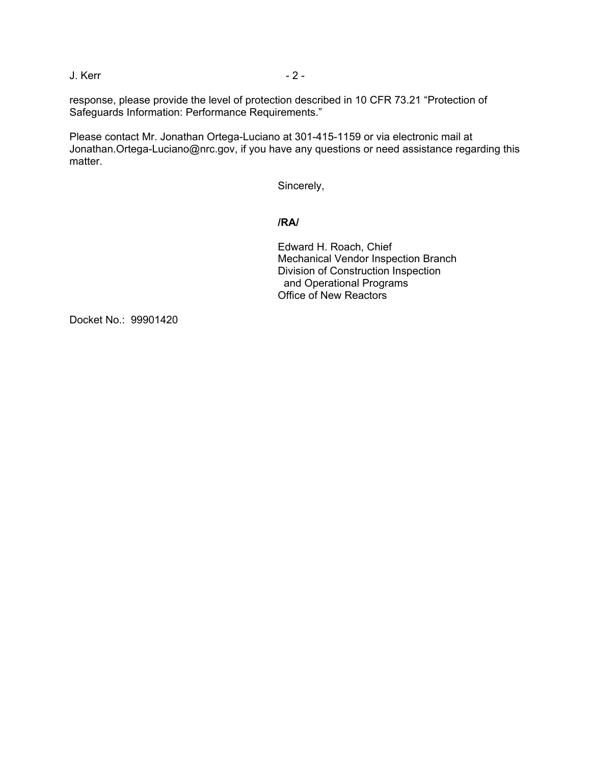response, please provide the level of protection described in 10 CFR 73.21 “Protection of Safeguards Information: Performance Requirements.”

Please contact Mr. Jonathan Ortega-Luciano at 301-415-1159 or via electronic mail at Jonathan.Ortega-Luciano@nrc.gov, if you have any questions or need assistance regarding this matter.

Sincerely,

**/RA/**

Edward H. Roach, Chief
Mechanical Vendor Inspection Branch
Division of Construction Inspection
and Operational Programs
Office of New Reactors

Docket No.: 99901420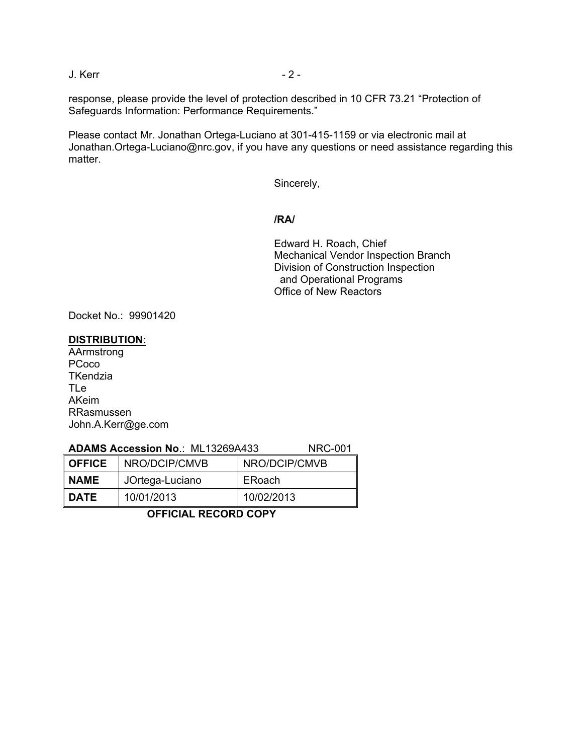response, please provide the level of protection described in 10 CFR 73.21 “Protection of Safeguards Information: Performance Requirements.”

Please contact Mr. Jonathan Ortega-Luciano at 301-415-1159 or via electronic mail at Jonathan.Ortega-Luciano@nrc.gov, if you have any questions or need assistance regarding this matter.

Sincerely,

**/RA/**

Edward H. Roach, Chief
Mechanical Vendor Inspection Branch
Division of Construction Inspection
and Operational Programs
Office of New Reactors

Docket No.: 99901420

**DISTRIBUTION:**
AArmstrong
PCoco
TKendzia
TLe
AKeim
RRasmussen
John.A.Kerr@ge.com

**ADAMS Accession No**.: ML13269A433 NRC-001

| **OFFICE** | NRO/DCIP/CMVB | NRO/DCIP/CMVB |
|---|---|---|
| **NAME** | JOrtega-Luciano | ERoach |
| **DATE** | 10/01/2013 | 10/02/2013 |

**OFFICIAL RECORD COPY**